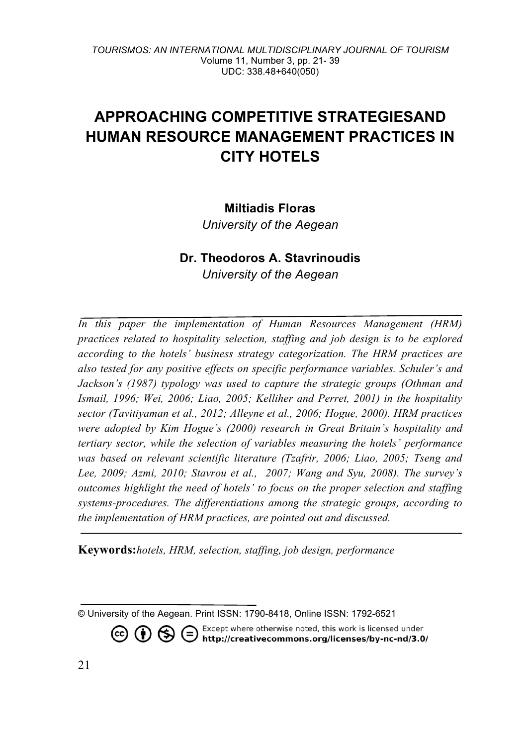# APPROACHING COMPETITIVE STRATEGIESAND HUMAN RESOURCE MANAGEMENT PRACTICES IN CITY HOTELS

**Miltiadis Floras**
*University of the Aegean*

**Dr. Theodoros A. Stavrinoudis**
*University of the Aegean*

---

*In this paper the implementation of Human Resources Management (HRM) practices related to hospitality selection, staffing and job design is to be explored according to the hotels' business strategy categorization. The HRM practices are also tested for any positive effects on specific performance variables. Schuler's and Jackson's (1987) typology was used to capture the strategic groups (Othman and Ismail, 1996; Wei, 2006; Liao, 2005; Kelliher and Perret, 2001) in the hospitality sector (Tavitiyaman et al., 2012; Alleyne et al., 2006; Hogue, 2000). HRM practices were adopted by Kim Hogue's (2000) research in Great Britain's hospitality and tertiary sector, while the selection of variables measuring the hotels' performance was based on relevant scientific literature (Tzafrir, 2006; Liao, 2005; Tseng and Lee, 2009; Azmi, 2010; Stavrou et al., 2007; Wang and Syu, 2008). The survey's outcomes highlight the need of hotels' to focus on the proper selection and staffing systems-procedures. The differentiations among the strategic groups, according to the implementation of HRM practices, are pointed out and discussed.*

---

**Keywords:** *hotels, HRM, selection, staffing, job design, performance*

---

© University of the Aegean. Print ISSN: 1790-8418, Online ISSN: 1792-6521

Except where otherwise noted, this work is licensed under http://creativecommons.org/licenses/by-nc-nd/3.0/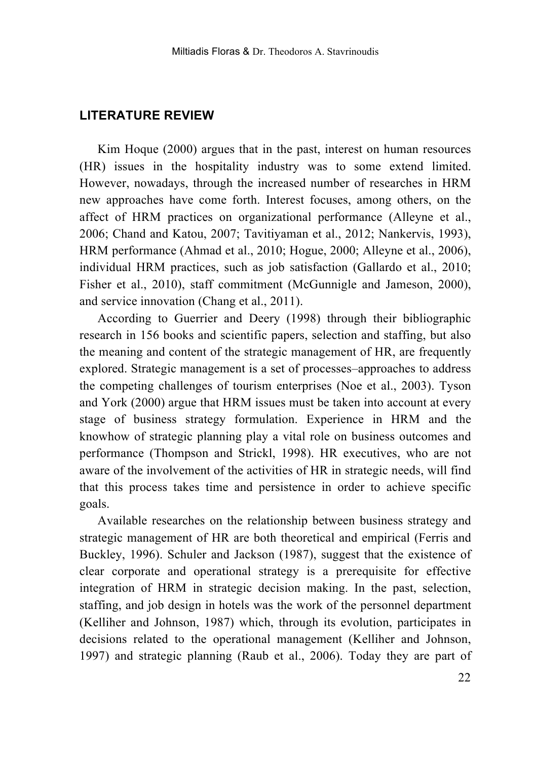## LITERATURE REVIEW

Kim Hoque (2000) argues that in the past, interest on human resources (HR) issues in the hospitality industry was to some extend limited. However, nowadays, through the increased number of researches in HRM new approaches have come forth. Interest focuses, among others, on the affect of HRM practices on organizational performance (Alleyne et al., 2006; Chand and Katou, 2007; Tavitiyaman et al., 2012; Nankervis, 1993), HRM performance (Ahmad et al., 2010; Hogue, 2000; Alleyne et al., 2006), individual HRM practices, such as job satisfaction (Gallardo et al., 2010; Fisher et al., 2010), staff commitment (McGunnigle and Jameson, 2000), and service innovation (Chang et al., 2011).

According to Guerrier and Deery (1998) through their bibliographic research in 156 books and scientific papers, selection and staffing, but also the meaning and content of the strategic management of HR, are frequently explored. Strategic management is a set of processes–approaches to address the competing challenges of tourism enterprises (Noe et al., 2003). Tyson and York (2000) argue that HRM issues must be taken into account at every stage of business strategy formulation. Experience in HRM and the knowhow of strategic planning play a vital role on business outcomes and performance (Thompson and Strickl, 1998). HR executives, who are not aware of the involvement of the activities of HR in strategic needs, will find that this process takes time and persistence in order to achieve specific goals.

Available researches on the relationship between business strategy and strategic management of HR are both theoretical and empirical (Ferris and Buckley, 1996). Schuler and Jackson (1987), suggest that the existence of clear corporate and operational strategy is a prerequisite for effective integration of HRM in strategic decision making. In the past, selection, staffing, and job design in hotels was the work of the personnel department (Kelliher and Johnson, 1987) which, through its evolution, participates in decisions related to the operational management (Kelliher and Johnson, 1997) and strategic planning (Raub et al., 2006). Today they are part of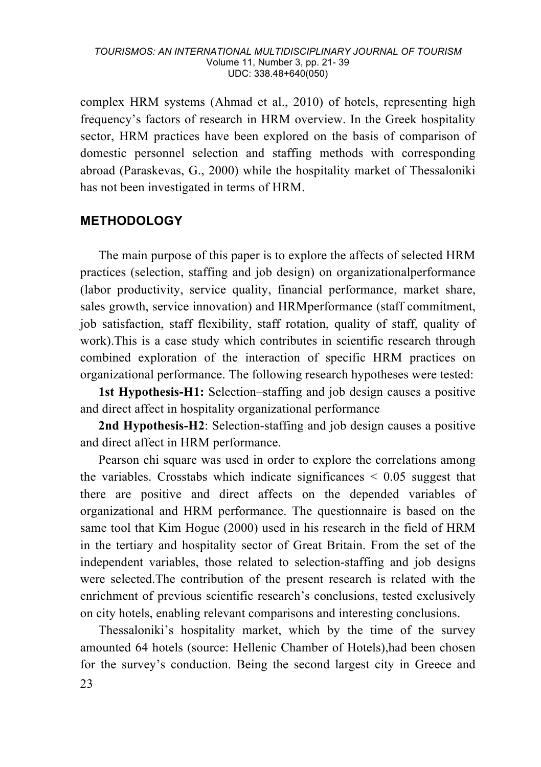complex HRM systems (Ahmad et al., 2010) of hotels, representing high frequency's factors of research in HRM overview. In the Greek hospitality sector, HRM practices have been explored on the basis of comparison of domestic personnel selection and staffing methods with corresponding abroad (Paraskevas, G., 2000) while the hospitality market of Thessaloniki has not been investigated in terms of HRM.

## METHODOLOGY

The main purpose of this paper is to explore the affects of selected HRM practices (selection, staffing and job design) on organizationalperformance (labor productivity, service quality, financial performance, market share, sales growth, service innovation) and HRMperformance (staff commitment, job satisfaction, staff flexibility, staff rotation, quality of staff, quality of work).This is a case study which contributes in scientific research through combined exploration of the interaction of specific HRM practices on organizational performance. The following research hypotheses were tested:

**1st Hypothesis-H1:** Selection–staffing and job design causes a positive and direct affect in hospitality organizational performance

**2nd Hypothesis-H2**: Selection-staffing and job design causes a positive and direct affect in HRM performance.

Pearson chi square was used in order to explore the correlations among the variables. Crosstabs which indicate significances < 0.05 suggest that there are positive and direct affects on the depended variables of organizational and HRM performance. The questionnaire is based on the same tool that Kim Hogue (2000) used in his research in the field of HRM in the tertiary and hospitality sector of Great Britain. From the set of the independent variables, those related to selection-staffing and job designs were selected.The contribution of the present research is related with the enrichment of previous scientific research's conclusions, tested exclusively on city hotels, enabling relevant comparisons and interesting conclusions.

Thessaloniki's hospitality market, which by the time of the survey amounted 64 hotels (source: Hellenic Chamber of Hotels),had been chosen for the survey's conduction. Being the second largest city in Greece and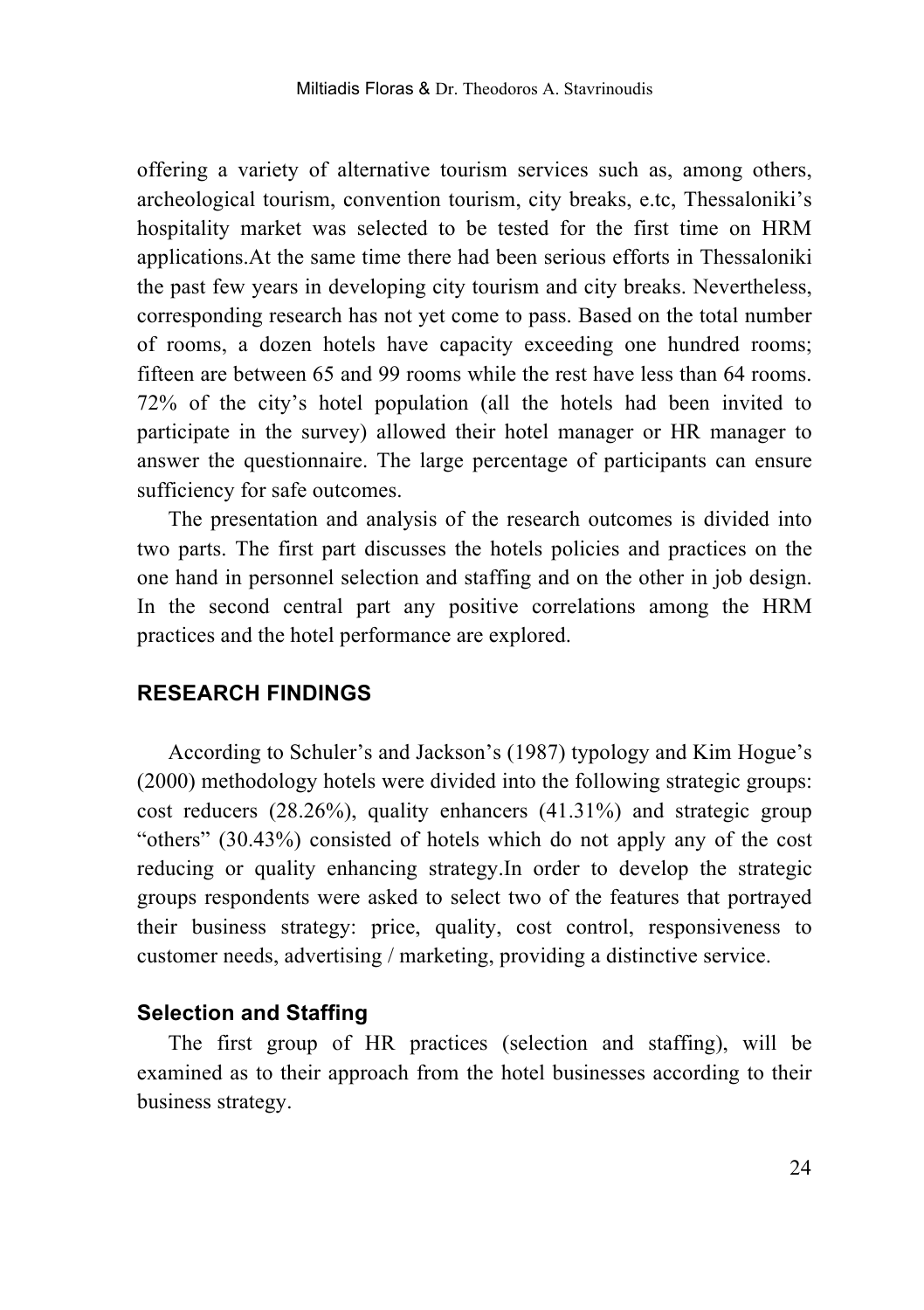offering a variety of alternative tourism services such as, among others, archeological tourism, convention tourism, city breaks, e.tc, Thessaloniki's hospitality market was selected to be tested for the first time on HRM applications.At the same time there had been serious efforts in Thessaloniki the past few years in developing city tourism and city breaks. Nevertheless, corresponding research has not yet come to pass. Based on the total number of rooms, a dozen hotels have capacity exceeding one hundred rooms; fifteen are between 65 and 99 rooms while the rest have less than 64 rooms. 72% of the city's hotel population (all the hotels had been invited to participate in the survey) allowed their hotel manager or HR manager to answer the questionnaire. The large percentage of participants can ensure sufficiency for safe outcomes.

The presentation and analysis of the research outcomes is divided into two parts. The first part discusses the hotels policies and practices on the one hand in personnel selection and staffing and on the other in job design. In the second central part any positive correlations among the HRM practices and the hotel performance are explored.

## RESEARCH FINDINGS

According to Schuler's and Jackson's (1987) typology and Kim Hogue's (2000) methodology hotels were divided into the following strategic groups: cost reducers (28.26%), quality enhancers (41.31%) and strategic group "others" (30.43%) consisted of hotels which do not apply any of the cost reducing or quality enhancing strategy.In order to develop the strategic groups respondents were asked to select two of the features that portrayed their business strategy: price, quality, cost control, responsiveness to customer needs, advertising / marketing, providing a distinctive service.

### Selection and Staffing

The first group of HR practices (selection and staffing), will be examined as to their approach from the hotel businesses according to their business strategy.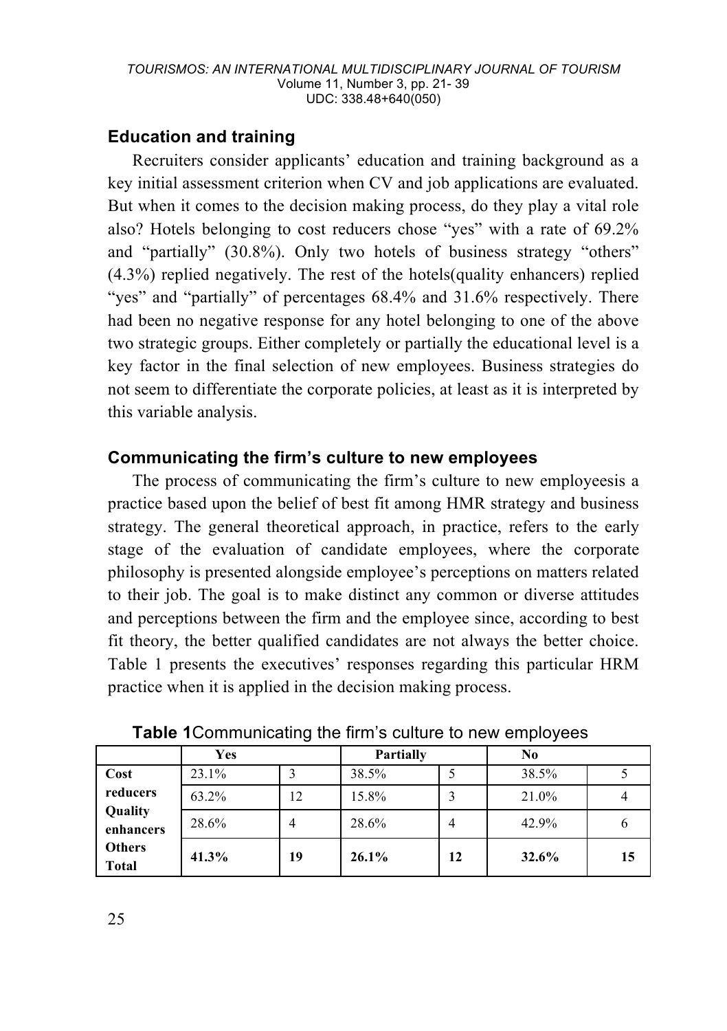## Education and training

Recruiters consider applicants' education and training background as a key initial assessment criterion when CV and job applications are evaluated. But when it comes to the decision making process, do they play a vital role also? Hotels belonging to cost reducers chose "yes" with a rate of 69.2% and "partially" (30.8%). Only two hotels of business strategy "others" (4.3%) replied negatively. The rest of the hotels(quality enhancers) replied "yes" and "partially" of percentages 68.4% and 31.6% respectively. There had been no negative response for any hotel belonging to one of the above two strategic groups. Either completely or partially the educational level is a key factor in the final selection of new employees. Business strategies do not seem to differentiate the corporate policies, at least as it is interpreted by this variable analysis.

## Communicating the firm's culture to new employees

The process of communicating the firm's culture to new employeesis a practice based upon the belief of best fit among HMR strategy and business strategy. The general theoretical approach, in practice, refers to the early stage of the evaluation of candidate employees, where the corporate philosophy is presented alongside employee's perceptions on matters related to their job. The goal is to make distinct any common or diverse attitudes and perceptions between the firm and the employee since, according to best fit theory, the better qualified candidates are not always the better choice. Table 1 presents the executives' responses regarding this particular HRM practice when it is applied in the decision making process.

**Table 1**Communicating the firm's culture to new employees

| | Yes | | Partially | | No | |
|---|---|---|---|---|---|---|
| **Cost reducers** | 23.1% | 3 | 38.5% | 5 | 38.5% | 5 |
| **Quality enhancers** | 63.2% | 12 | 15.8% | 3 | 21.0% | 4 |
| **Others** | 28.6% | 4 | 28.6% | 4 | 42.9% | 6 |
| **Total** | **41.3%** | **19** | **26.1%** | **12** | **32.6%** | **15** |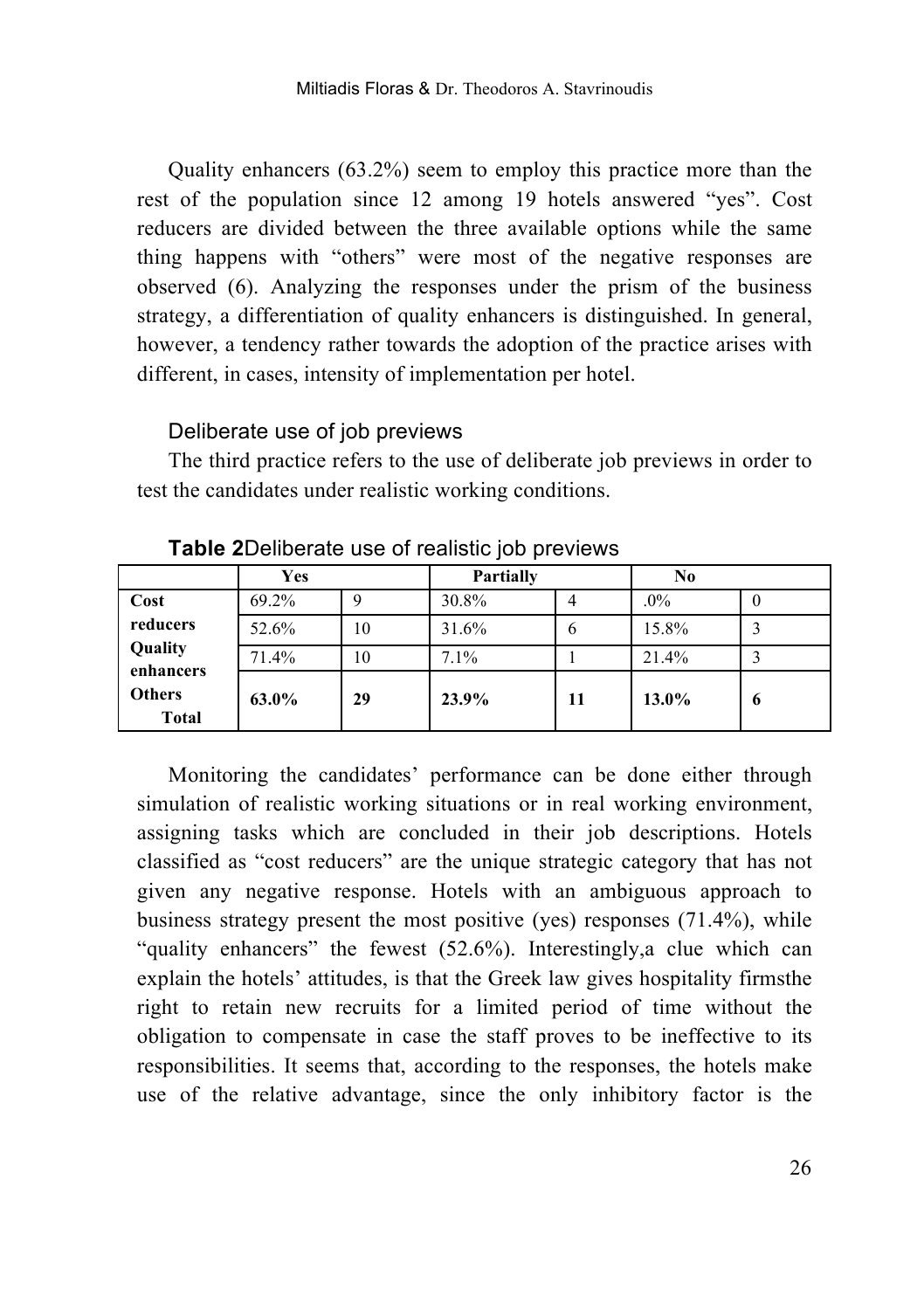Quality enhancers (63.2%) seem to employ this practice more than the rest of the population since 12 among 19 hotels answered "yes". Cost reducers are divided between the three available options while the same thing happens with "others" were most of the negative responses are observed (6). Analyzing the responses under the prism of the business strategy, a differentiation of quality enhancers is distinguished. In general, however, a tendency rather towards the adoption of the practice arises with different, in cases, intensity of implementation per hotel.

### Deliberate use of job previews

The third practice refers to the use of deliberate job previews in order to test the candidates under realistic working conditions.

**Table 2**Deliberate use of realistic job previews

| | Yes | | Partially | | No | |
|---|---|---|---|---|---|---|
| **Cost reducers** | 69.2% | 9 | 30.8% | 4 | .0% | 0 |
| **Quality enhancers** | 52.6% | 10 | 31.6% | 6 | 15.8% | 3 |
| **Others** | 71.4% | 10 | 7.1% | 1 | 21.4% | 3 |
| **Total** | **63.0%** | **29** | **23.9%** | **11** | **13.0%** | **6** |

Monitoring the candidates' performance can be done either through simulation of realistic working situations or in real working environment, assigning tasks which are concluded in their job descriptions. Hotels classified as "cost reducers" are the unique strategic category that has not given any negative response. Hotels with an ambiguous approach to business strategy present the most positive (yes) responses (71.4%), while "quality enhancers" the fewest (52.6%). Interestingly,a clue which can explain the hotels' attitudes, is that the Greek law gives hospitality firmsthe right to retain new recruits for a limited period of time without the obligation to compensate in case the staff proves to be ineffective to its responsibilities. It seems that, according to the responses, the hotels make use of the relative advantage, since the only inhibitory factor is the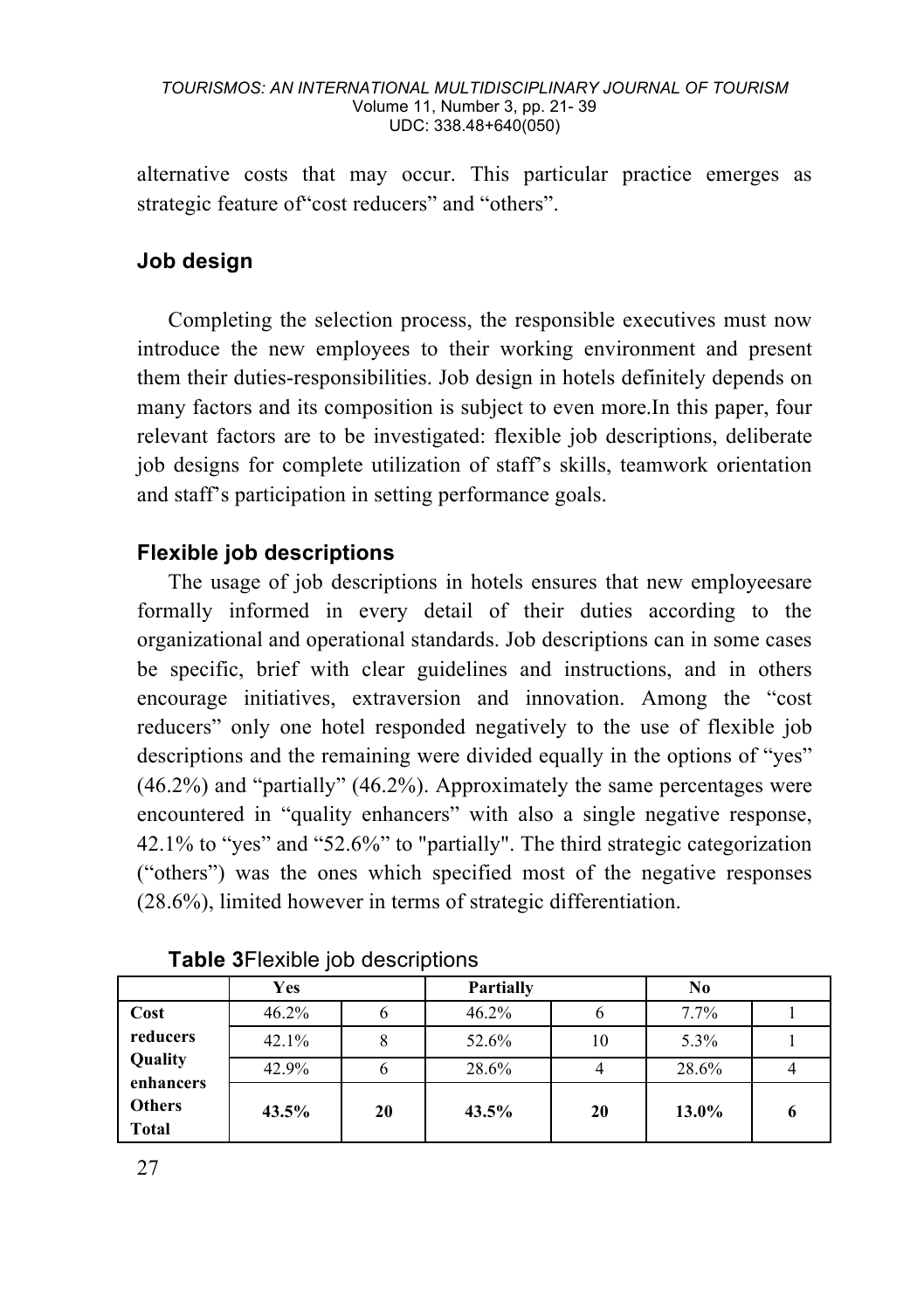alternative costs that may occur. This particular practice emerges as strategic feature of"cost reducers" and "others".

## Job design

Completing the selection process, the responsible executives must now introduce the new employees to their working environment and present them their duties-responsibilities. Job design in hotels definitely depends on many factors and its composition is subject to even more.In this paper, four relevant factors are to be investigated: flexible job descriptions, deliberate job designs for complete utilization of staff's skills, teamwork orientation and staff's participation in setting performance goals.

### Flexible job descriptions

The usage of job descriptions in hotels ensures that new employeesare formally informed in every detail of their duties according to the organizational and operational standards. Job descriptions can in some cases be specific, brief with clear guidelines and instructions, and in others encourage initiatives, extraversion and innovation. Among the "cost reducers" only one hotel responded negatively to the use of flexible job descriptions and the remaining were divided equally in the options of "yes" (46.2%) and "partially" (46.2%). Approximately the same percentages were encountered in "quality enhancers" with also a single negative response, 42.1% to "yes" and "52.6%" to "partially". The third strategic categorization ("others") was the ones which specified most of the negative responses (28.6%), limited however in terms of strategic differentiation.

**Table 3**Flexible job descriptions

| | Yes | | Partially | | No | |
|---|---|---|---|---|---|---|
| **Cost reducers** | 46.2% | 6 | 46.2% | 6 | 7.7% | 1 |
| **Quality enhancers** | 42.1% | 8 | 52.6% | 10 | 5.3% | 1 |
| **Others** | 42.9% | 6 | 28.6% | 4 | 28.6% | 4 |
| **Total** | **43.5%** | **20** | **43.5%** | **20** | **13.0%** | **6** |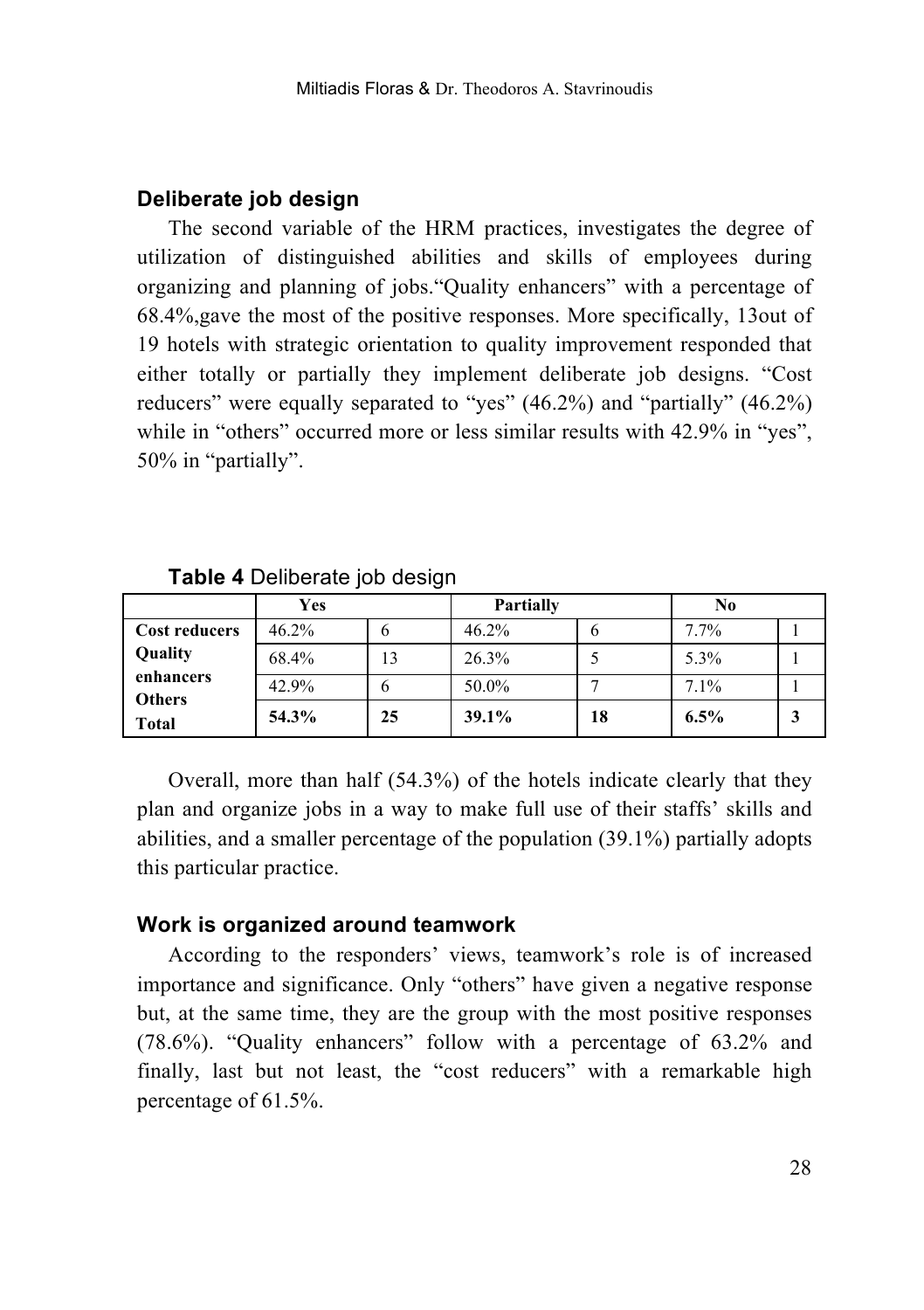### Deliberate job design

The second variable of the HRM practices, investigates the degree of utilization of distinguished abilities and skills of employees during organizing and planning of jobs."Quality enhancers" with a percentage of 68.4%,gave the most of the positive responses. More specifically, 13out of 19 hotels with strategic orientation to quality improvement responded that either totally or partially they implement deliberate job designs. "Cost reducers" were equally separated to "yes" (46.2%) and "partially" (46.2%) while in "others" occurred more or less similar results with 42.9% in "yes", 50% in "partially".

**Table 4** Deliberate job design

| | Yes | | Partially | | No | |
|---|---|---|---|---|---|---|
| **Cost reducers** | 46.2% | 6 | 46.2% | 6 | 7.7% | 1 |
| **Quality enhancers** | 68.4% | 13 | 26.3% | 5 | 5.3% | 1 |
| **Others** | 42.9% | 6 | 50.0% | 7 | 7.1% | 1 |
| **Total** | **54.3%** | **25** | **39.1%** | **18** | **6.5%** | **3** |

Overall, more than half (54.3%) of the hotels indicate clearly that they plan and organize jobs in a way to make full use of their staffs' skills and abilities, and a smaller percentage of the population (39.1%) partially adopts this particular practice.

### Work is organized around teamwork

According to the responders' views, teamwork's role is of increased importance and significance. Only "others" have given a negative response but, at the same time, they are the group with the most positive responses (78.6%). "Quality enhancers" follow with a percentage of 63.2% and finally, last but not least, the "cost reducers" with a remarkable high percentage of 61.5%.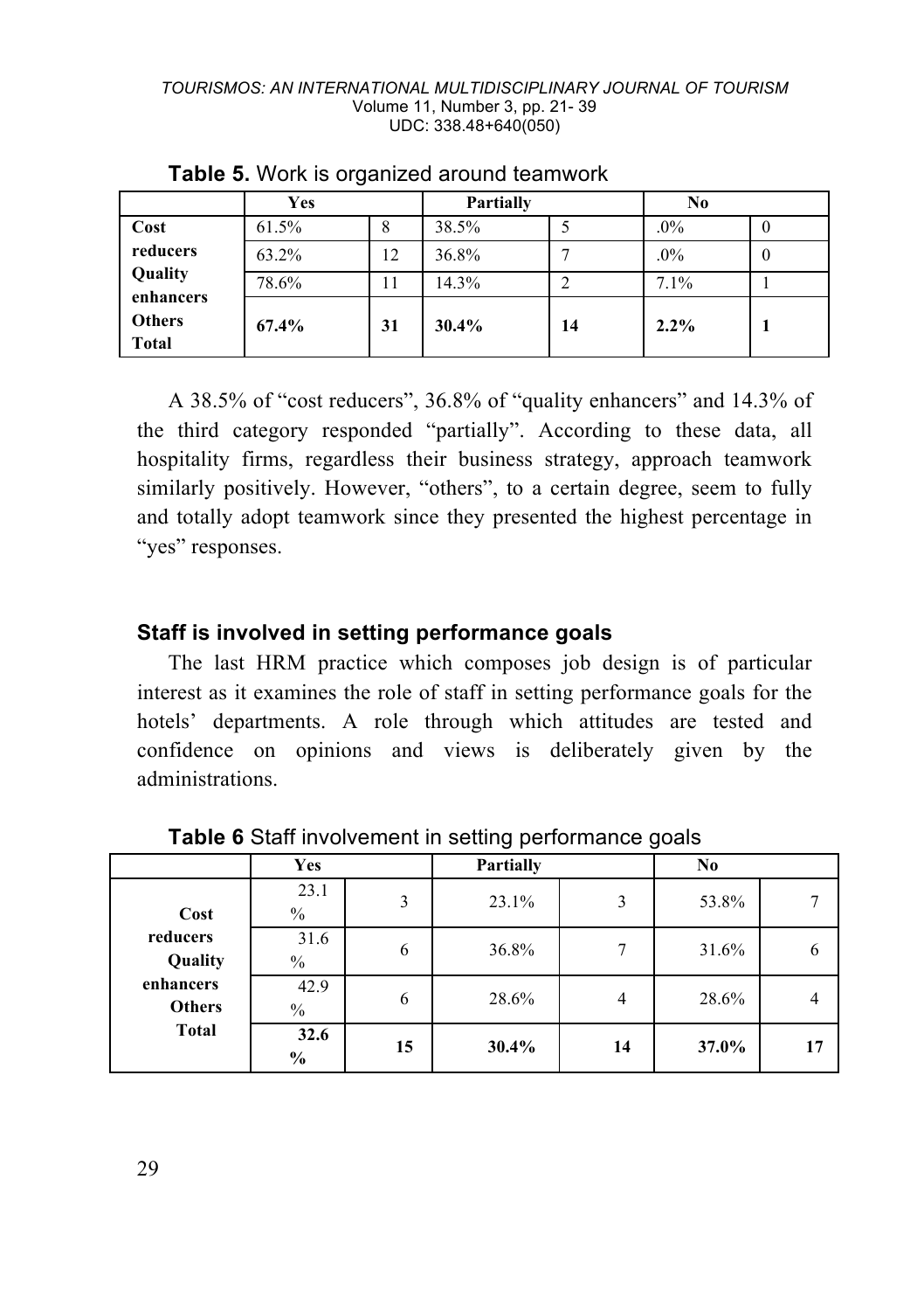**Table 5.** Work is organized around teamwork

| | Yes | | Partially | | No | |
|---|---|---|---|---|---|---|
| Cost reducers | 61.5% | 8 | 38.5% | 5 | .0% | 0 |
| Quality enhancers | 63.2% | 12 | 36.8% | 7 | .0% | 0 |
| Others | 78.6% | 11 | 14.3% | 2 | 7.1% | 1 |
| **Total** | **67.4%** | **31** | **30.4%** | **14** | **2.2%** | **1** |

A 38.5% of "cost reducers", 36.8% of "quality enhancers" and 14.3% of the third category responded "partially". According to these data, all hospitality firms, regardless their business strategy, approach teamwork similarly positively. However, "others", to a certain degree, seem to fully and totally adopt teamwork since they presented the highest percentage in "yes" responses.

### Staff is involved in setting performance goals

The last HRM practice which composes job design is of particular interest as it examines the role of staff in setting performance goals for the hotels' departments. A role through which attitudes are tested and confidence on opinions and views is deliberately given by the administrations.

**Table 6** Staff involvement in setting performance goals

| | Yes | | Partially | | No | |
|---|---|---|---|---|---|---|
| Cost reducers | 23.1 % | 3 | 23.1% | 3 | 53.8% | 7 |
| Quality enhancers | 31.6 % | 6 | 36.8% | 7 | 31.6% | 6 |
| Others | 42.9 % | 6 | 28.6% | 4 | 28.6% | 4 |
| **Total** | **32.6 %** | **15** | **30.4%** | **14** | **37.0%** | **17** |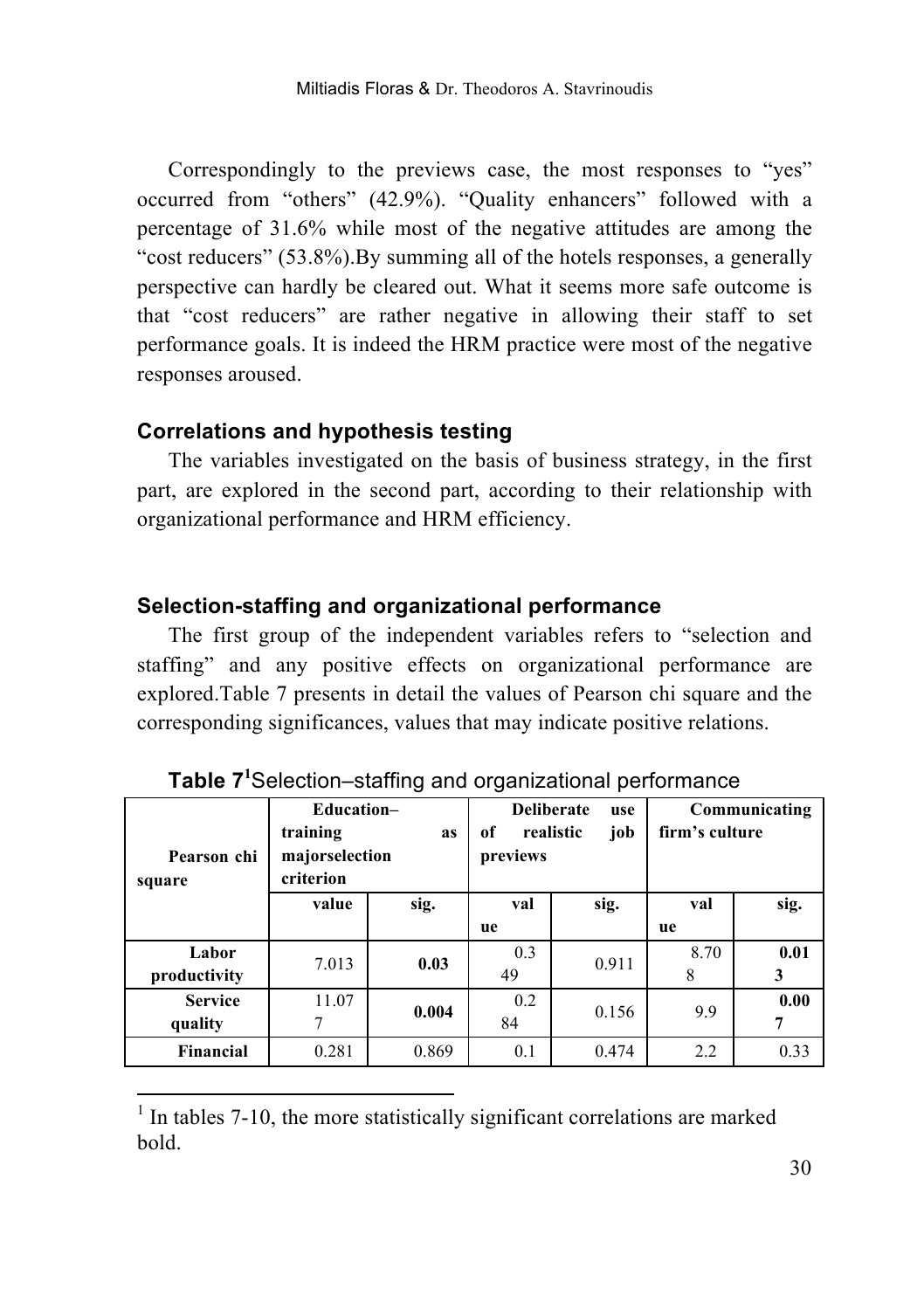Correspondingly to the previews case, the most responses to "yes" occurred from "others" (42.9%). "Quality enhancers" followed with a percentage of 31.6% while most of the negative attitudes are among the "cost reducers" (53.8%).By summing all of the hotels responses, a generally perspective can hardly be cleared out. What it seems more safe outcome is that "cost reducers" are rather negative in allowing their staff to set performance goals. It is indeed the HRM practice were most of the negative responses aroused.

## Correlations and hypothesis testing

The variables investigated on the basis of business strategy, in the first part, are explored in the second part, according to their relationship with organizational performance and HRM efficiency.

## Selection-staffing and organizational performance

The first group of the independent variables refers to "selection and staffing" and any positive effects on organizational performance are explored.Table 7 presents in detail the values of Pearson chi square and the corresponding significances, values that may indicate positive relations.

**Table 7**[1]Selection–staffing and organizational performance

| Pearson chi square | **Education–training as majorselection criterion** | | **Deliberate use of realistic job previews** | | **Communicating firm's culture** | |
|---|---|---|---|---|---|---|
| | **value** | **sig.** | **value** | **sig.** | **value** | **sig.** |
| **Labor productivity** | 7.013 | **0.03** | 0.349 | 0.911 | 8.708 | **0.013** |
| **Service quality** | 11.077 | **0.004** | 0.284 | 0.156 | 9.9 | **0.007** |
| **Financial** | 0.281 | 0.869 | 0.1 | 0.474 | 2.2 | 0.33 |

[1] In tables 7-10, the more statistically significant correlations are marked bold.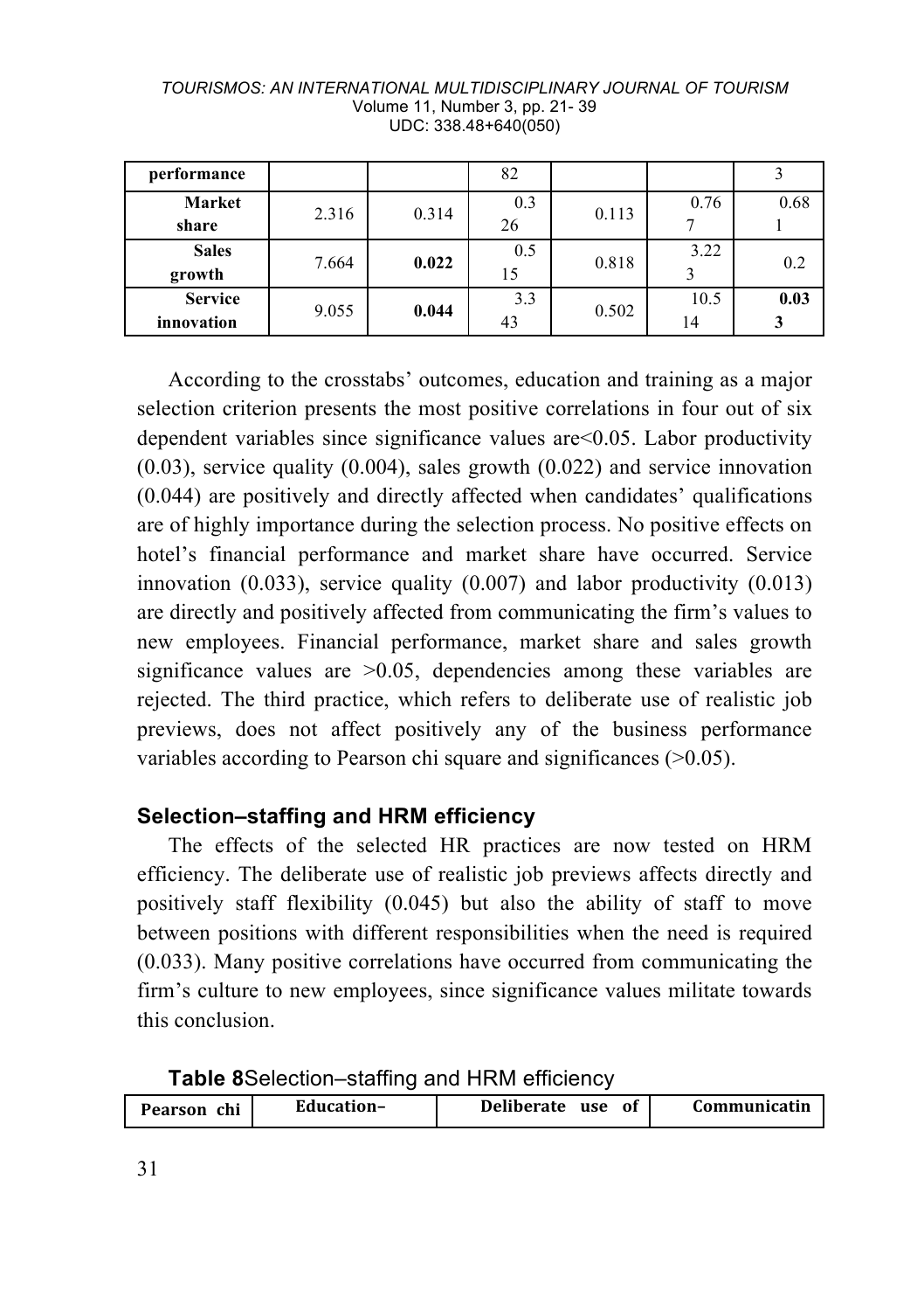| performance | | | 0.382 | | | 3 |
|---|---|---|---|---|---|---|
| Market share | 2.316 | 0.314 | 0.326 | 0.113 | 0.767 | 0.681 |
| Sales growth | 7.664 | **0.022** | 0.515 | 0.818 | 3.223 | 0.2 |
| Service innovation | 9.055 | **0.044** | 3.343 | 0.502 | 10.514 | **0.033** |

According to the crosstabs' outcomes, education and training as a major selection criterion presents the most positive correlations in four out of six dependent variables since significance values are<0.05. Labor productivity (0.03), service quality (0.004), sales growth (0.022) and service innovation (0.044) are positively and directly affected when candidates' qualifications are of highly importance during the selection process. No positive effects on hotel's financial performance and market share have occurred. Service innovation (0.033), service quality (0.007) and labor productivity (0.013) are directly and positively affected from communicating the firm's values to new employees. Financial performance, market share and sales growth significance values are >0.05, dependencies among these variables are rejected. The third practice, which refers to deliberate use of realistic job previews, does not affect positively any of the business performance variables according to Pearson chi square and significances (>0.05).

### Selection–staffing and HRM efficiency

The effects of the selected HR practices are now tested on HRM efficiency. The deliberate use of realistic job previews affects directly and positively staff flexibility (0.045) but also the ability of staff to move between positions with different responsibilities when the need is required (0.033). Many positive correlations have occurred from communicating the firm's culture to new employees, since significance values militate towards this conclusion.

**Table 8**Selection–staffing and HRM efficiency

| Pearson chi | Education– | Deliberate use of | Communicatin |
|---|---|---|---|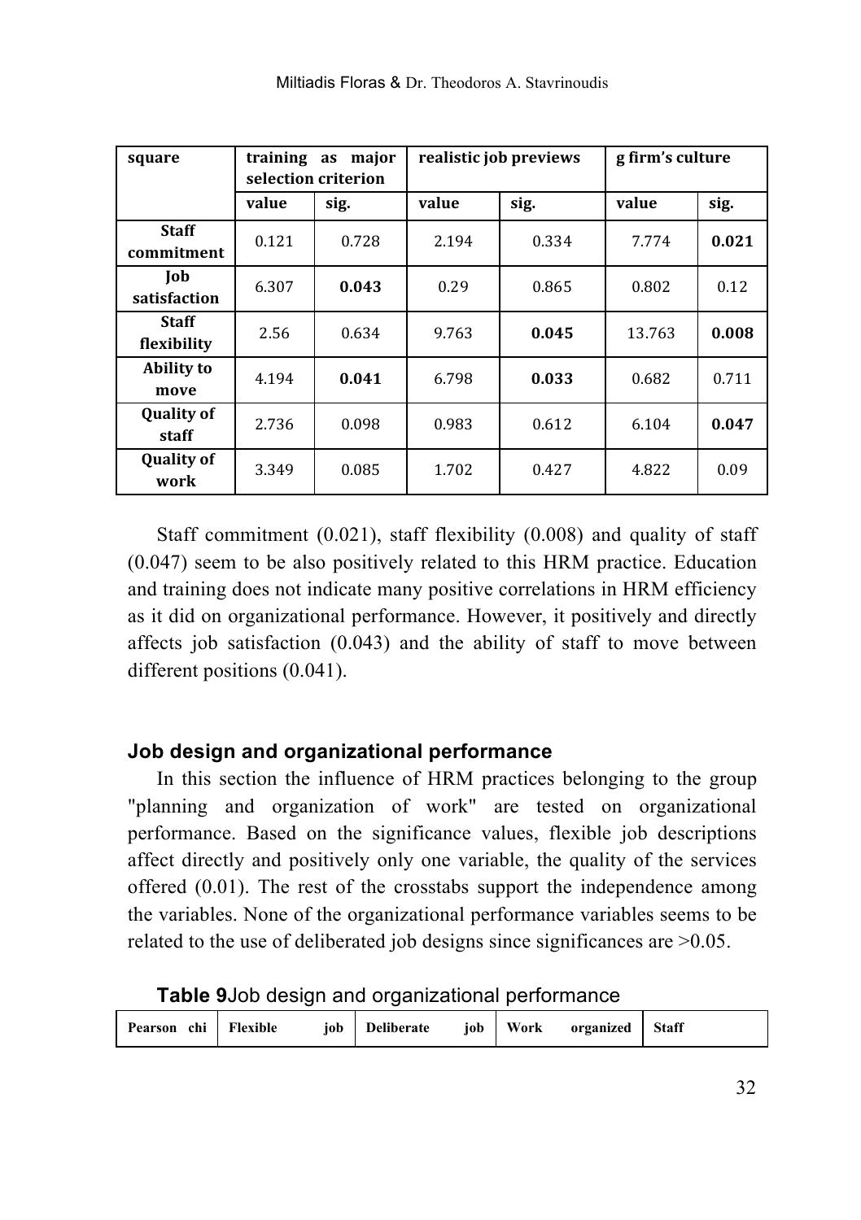| square | training as major selection criterion | | realistic job previews | | g firm's culture | |
|---|---|---|---|---|---|---|
| | value | sig. | value | sig. | value | sig. |
| **Staff commitment** | 0.121 | 0.728 | 2.194 | 0.334 | 7.774 | **0.021** |
| **Job satisfaction** | 6.307 | **0.043** | 0.29 | 0.865 | 0.802 | 0.12 |
| **Staff flexibility** | 2.56 | 0.634 | 9.763 | **0.045** | 13.763 | **0.008** |
| **Ability to move** | 4.194 | **0.041** | 6.798 | **0.033** | 0.682 | 0.711 |
| **Quality of staff** | 2.736 | 0.098 | 0.983 | 0.612 | 6.104 | **0.047** |
| **Quality of work** | 3.349 | 0.085 | 1.702 | 0.427 | 4.822 | 0.09 |

Staff commitment (0.021), staff flexibility (0.008) and quality of staff (0.047) seem to be also positively related to this HRM practice. Education and training does not indicate many positive correlations in HRM efficiency as it did on organizational performance. However, it positively and directly affects job satisfaction (0.043) and the ability of staff to move between different positions (0.041).

### Job design and organizational performance

In this section the influence of HRM practices belonging to the group "planning and organization of work" are tested on organizational performance. Based on the significance values, flexible job descriptions affect directly and positively only one variable, the quality of the services offered (0.01). The rest of the crosstabs support the independence among the variables. None of the organizational performance variables seems to be related to the use of deliberated job designs since significances are >0.05.

**Table 9** Job design and organizational performance

| Pearson chi | Flexible job | Deliberate job | Work organized | Staff |
|---|---|---|---|---|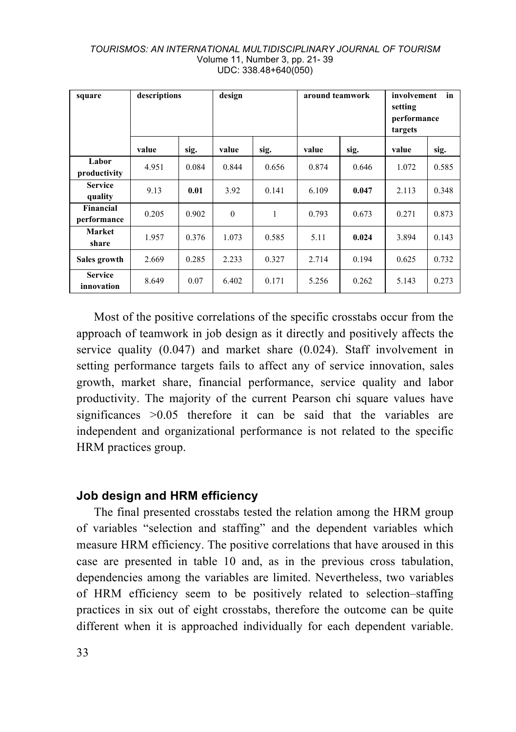| square | descriptions | | design | | around teamwork | | involvement in setting performance targets | |
|---|---|---|---|---|---|---|---|---|
| | value | sig. | value | sig. | value | sig. | value | sig. |
| Labor productivity | 4.951 | 0.084 | 0.844 | 0.656 | 0.874 | 0.646 | 1.072 | 0.585 |
| Service quality | 9.13 | **0.01** | 3.92 | 0.141 | 6.109 | **0.047** | 2.113 | 0.348 |
| Financial performance | 0.205 | 0.902 | 0 | 1 | 0.793 | 0.673 | 0.271 | 0.873 |
| Market share | 1.957 | 0.376 | 1.073 | 0.585 | 5.11 | **0.024** | 3.894 | 0.143 |
| Sales growth | 2.669 | 0.285 | 2.233 | 0.327 | 2.714 | 0.194 | 0.625 | 0.732 |
| Service innovation | 8.649 | 0.07 | 6.402 | 0.171 | 5.256 | 0.262 | 5.143 | 0.273 |

Most of the positive correlations of the specific crosstabs occur from the approach of teamwork in job design as it directly and positively affects the service quality (0.047) and market share (0.024). Staff involvement in setting performance targets fails to affect any of service innovation, sales growth, market share, financial performance, service quality and labor productivity. The majority of the current Pearson chi square values have significances >0.05 therefore it can be said that the variables are independent and organizational performance is not related to the specific HRM practices group.

### Job design and HRM efficiency

The final presented crosstabs tested the relation among the HRM group of variables "selection and staffing" and the dependent variables which measure HRM efficiency. The positive correlations that have aroused in this case are presented in table 10 and, as in the previous cross tabulation, dependencies among the variables are limited. Nevertheless, two variables of HRM efficiency seem to be positively related to selection–staffing practices in six out of eight crosstabs, therefore the outcome can be quite different when it is approached individually for each dependent variable.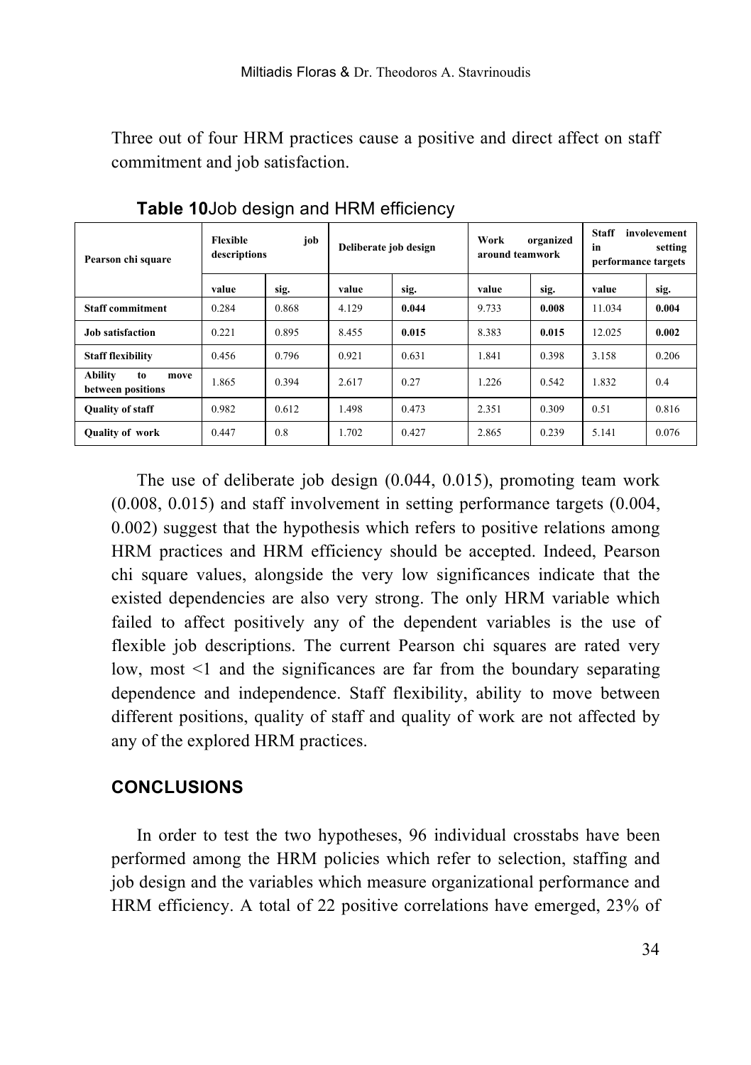Three out of four HRM practices cause a positive and direct affect on staff commitment and job satisfaction.

**Table 10**Job design and HRM efficiency

| Pearson chi square | Flexible job descriptions | | Deliberate job design | | Work organized around teamwork | | Staff involevement in setting performance targets | |
|---|---|---|---|---|---|---|---|---|
| | value | sig. | value | sig. | value | sig. | value | sig. |
| **Staff commitment** | 0.284 | 0.868 | 4.129 | **0.044** | 9.733 | **0.008** | 11.034 | **0.004** |
| **Job satisfaction** | 0.221 | 0.895 | 8.455 | **0.015** | 8.383 | **0.015** | 12.025 | **0.002** |
| **Staff flexibility** | 0.456 | 0.796 | 0.921 | 0.631 | 1.841 | 0.398 | 3.158 | 0.206 |
| **Ability to move between positions** | 1.865 | 0.394 | 2.617 | 0.27 | 1.226 | 0.542 | 1.832 | 0.4 |
| **Quality of staff** | 0.982 | 0.612 | 1.498 | 0.473 | 2.351 | 0.309 | 0.51 | 0.816 |
| **Quality of work** | 0.447 | 0.8 | 1.702 | 0.427 | 2.865 | 0.239 | 5.141 | 0.076 |

The use of deliberate job design (0.044, 0.015), promoting team work (0.008, 0.015) and staff involvement in setting performance targets (0.004, 0.002) suggest that the hypothesis which refers to positive relations among HRM practices and HRM efficiency should be accepted. Indeed, Pearson chi square values, alongside the very low significances indicate that the existed dependencies are also very strong. The only HRM variable which failed to affect positively any of the dependent variables is the use of flexible job descriptions. The current Pearson chi squares are rated very low, most <1 and the significances are far from the boundary separating dependence and independence. Staff flexibility, ability to move between different positions, quality of staff and quality of work are not affected by any of the explored HRM practices.

## CONCLUSIONS

In order to test the two hypotheses, 96 individual crosstabs have been performed among the HRM policies which refer to selection, staffing and job design and the variables which measure organizational performance and HRM efficiency. A total of 22 positive correlations have emerged, 23% of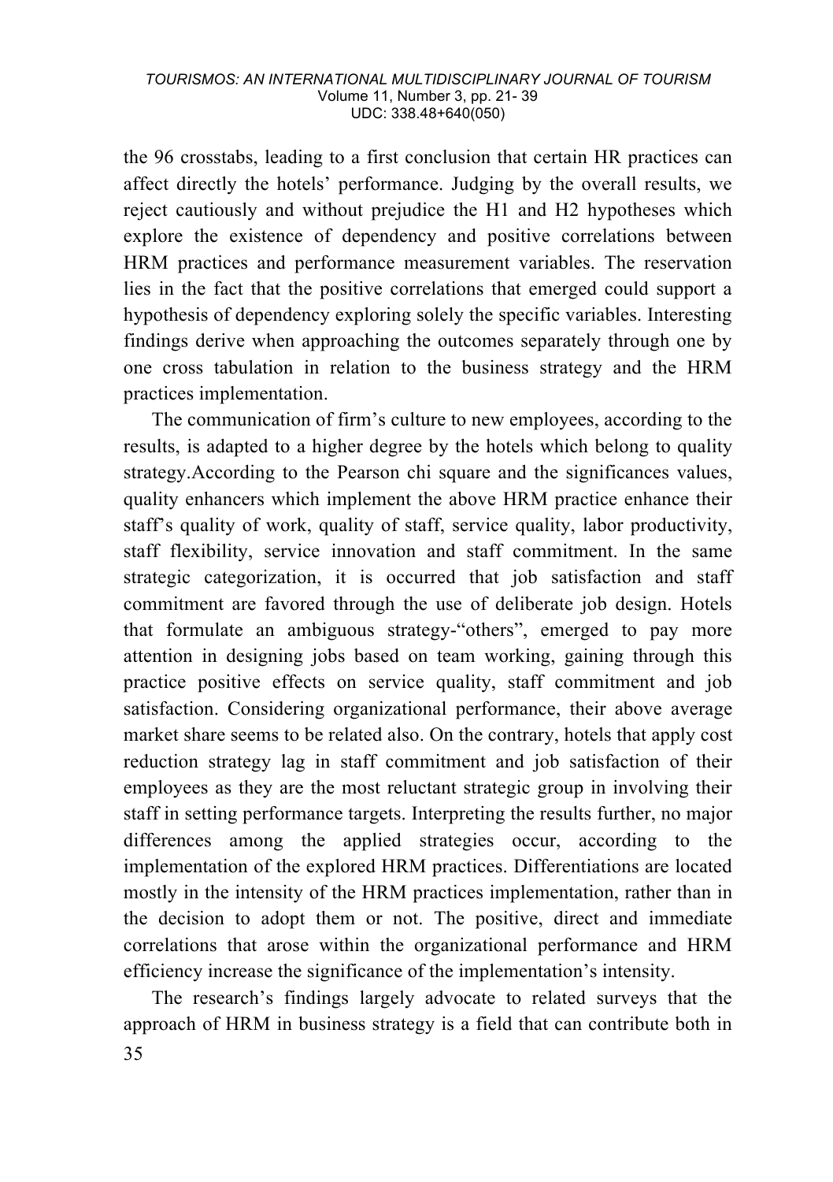the 96 crosstabs, leading to a first conclusion that certain HR practices can affect directly the hotels' performance. Judging by the overall results, we reject cautiously and without prejudice the H1 and H2 hypotheses which explore the existence of dependency and positive correlations between HRM practices and performance measurement variables. The reservation lies in the fact that the positive correlations that emerged could support a hypothesis of dependency exploring solely the specific variables. Interesting findings derive when approaching the outcomes separately through one by one cross tabulation in relation to the business strategy and the HRM practices implementation.

The communication of firm's culture to new employees, according to the results, is adapted to a higher degree by the hotels which belong to quality strategy.According to the Pearson chi square and the significances values, quality enhancers which implement the above HRM practice enhance their staff's quality of work, quality of staff, service quality, labor productivity, staff flexibility, service innovation and staff commitment. In the same strategic categorization, it is occurred that job satisfaction and staff commitment are favored through the use of deliberate job design. Hotels that formulate an ambiguous strategy-"others", emerged to pay more attention in designing jobs based on team working, gaining through this practice positive effects on service quality, staff commitment and job satisfaction. Considering organizational performance, their above average market share seems to be related also. On the contrary, hotels that apply cost reduction strategy lag in staff commitment and job satisfaction of their employees as they are the most reluctant strategic group in involving their staff in setting performance targets. Interpreting the results further, no major differences among the applied strategies occur, according to the implementation of the explored HRM practices. Differentiations are located mostly in the intensity of the HRM practices implementation, rather than in the decision to adopt them or not. The positive, direct and immediate correlations that arose within the organizational performance and HRM efficiency increase the significance of the implementation's intensity.

The research's findings largely advocate to related surveys that the approach of HRM in business strategy is a field that can contribute both in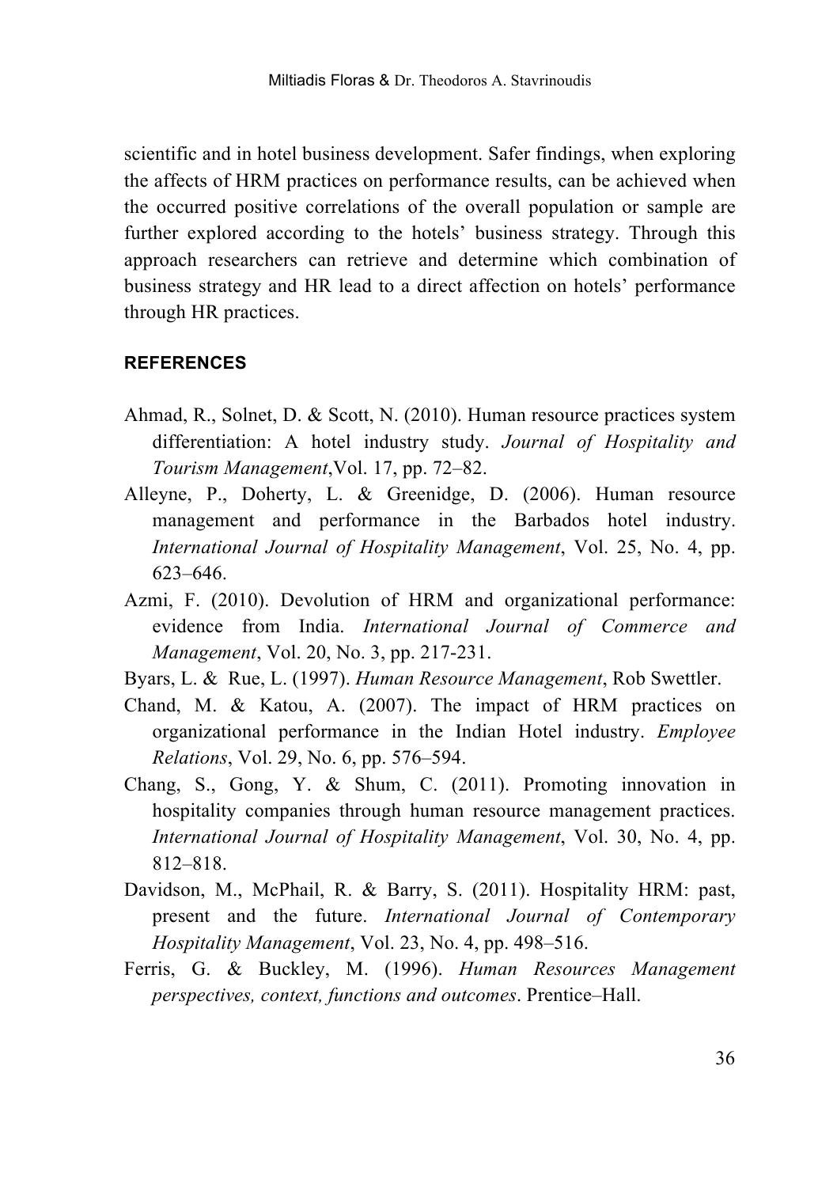scientific and in hotel business development. Safer findings, when exploring the affects of HRM practices on performance results, can be achieved when the occurred positive correlations of the overall population or sample are further explored according to the hotels' business strategy. Through this approach researchers can retrieve and determine which combination of business strategy and HR lead to a direct affection on hotels' performance through HR practices.

## REFERENCES

Ahmad, R., Solnet, D. & Scott, N. (2010). Human resource practices system differentiation: A hotel industry study. *Journal of Hospitality and Tourism Management*,Vol. 17, pp. 72–82.

Alleyne, P., Doherty, L. & Greenidge, D. (2006). Human resource management and performance in the Barbados hotel industry. *International Journal of Hospitality Management*, Vol. 25, No. 4, pp. 623–646.

Azmi, F. (2010). Devolution of HRM and organizational performance: evidence from India. *International Journal of Commerce and Management*, Vol. 20, No. 3, pp. 217-231.

Byars, L. & Rue, L. (1997). *Human Resource Management*, Rob Swettler.

Chand, M. & Katou, A. (2007). The impact of HRM practices on organizational performance in the Indian Hotel industry. *Employee Relations*, Vol. 29, No. 6, pp. 576–594.

Chang, S., Gong, Y. & Shum, C. (2011). Promoting innovation in hospitality companies through human resource management practices. *International Journal of Hospitality Management*, Vol. 30, No. 4, pp. 812–818.

Davidson, M., McPhail, R. & Barry, S. (2011). Hospitality HRM: past, present and the future. *International Journal of Contemporary Hospitality Management*, Vol. 23, No. 4, pp. 498–516.

Ferris, G. & Buckley, M. (1996). *Human Resources Management perspectives, context, functions and outcomes*. Prentice–Hall.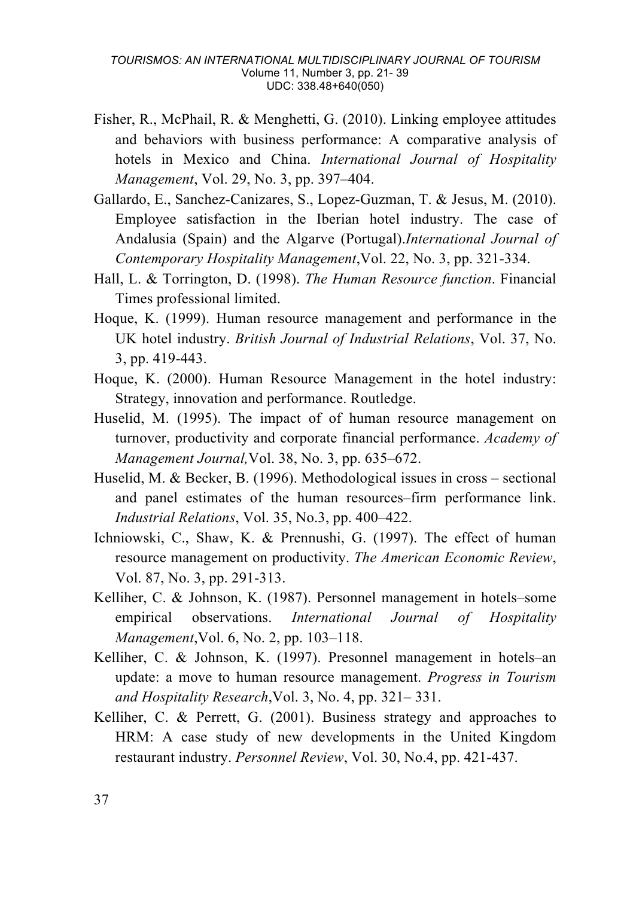Fisher, R., McPhail, R. & Menghetti, G. (2010). Linking employee attitudes and behaviors with business performance: A comparative analysis of hotels in Mexico and China. *International Journal of Hospitality Management*, Vol. 29, No. 3, pp. 397–404.

Gallardo, E., Sanchez-Canizares, S., Lopez-Guzman, T. & Jesus, M. (2010). Employee satisfaction in the Iberian hotel industry. The case of Andalusia (Spain) and the Algarve (Portugal).*International Journal of Contemporary Hospitality Management*,Vol. 22, No. 3, pp. 321-334.

Hall, L. & Torrington, D. (1998). *The Human Resource function*. Financial Times professional limited.

Hoque, K. (1999). Human resource management and performance in the UK hotel industry. *British Journal of Industrial Relations*, Vol. 37, No. 3, pp. 419-443.

Hoque, K. (2000). Human Resource Management in the hotel industry: Strategy, innovation and performance. Routledge.

Huselid, M. (1995). The impact of of human resource management on turnover, productivity and corporate financial performance. *Academy of Management Journal,*Vol. 38, No. 3, pp. 635–672.

Huselid, M. & Becker, B. (1996). Methodological issues in cross – sectional and panel estimates of the human resources–firm performance link. *Industrial Relations*, Vol. 35, No.3, pp. 400–422.

Ichniowski, C., Shaw, K. & Prennushi, G. (1997). The effect of human resource management on productivity. *The American Economic Review*, Vol. 87, No. 3, pp. 291-313.

Kelliher, C. & Johnson, K. (1987). Personnel management in hotels–some empirical observations. *International Journal of Hospitality Management*,Vol. 6, No. 2, pp. 103–118.

Kelliher, C. & Johnson, K. (1997). Presonnel management in hotels–an update: a move to human resource management. *Progress in Tourism and Hospitality Research*,Vol. 3, No. 4, pp. 321– 331.

Kelliher, C. & Perrett, G. (2001). Business strategy and approaches to HRM: A case study of new developments in the United Kingdom restaurant industry. *Personnel Review*, Vol. 30, No.4, pp. 421-437.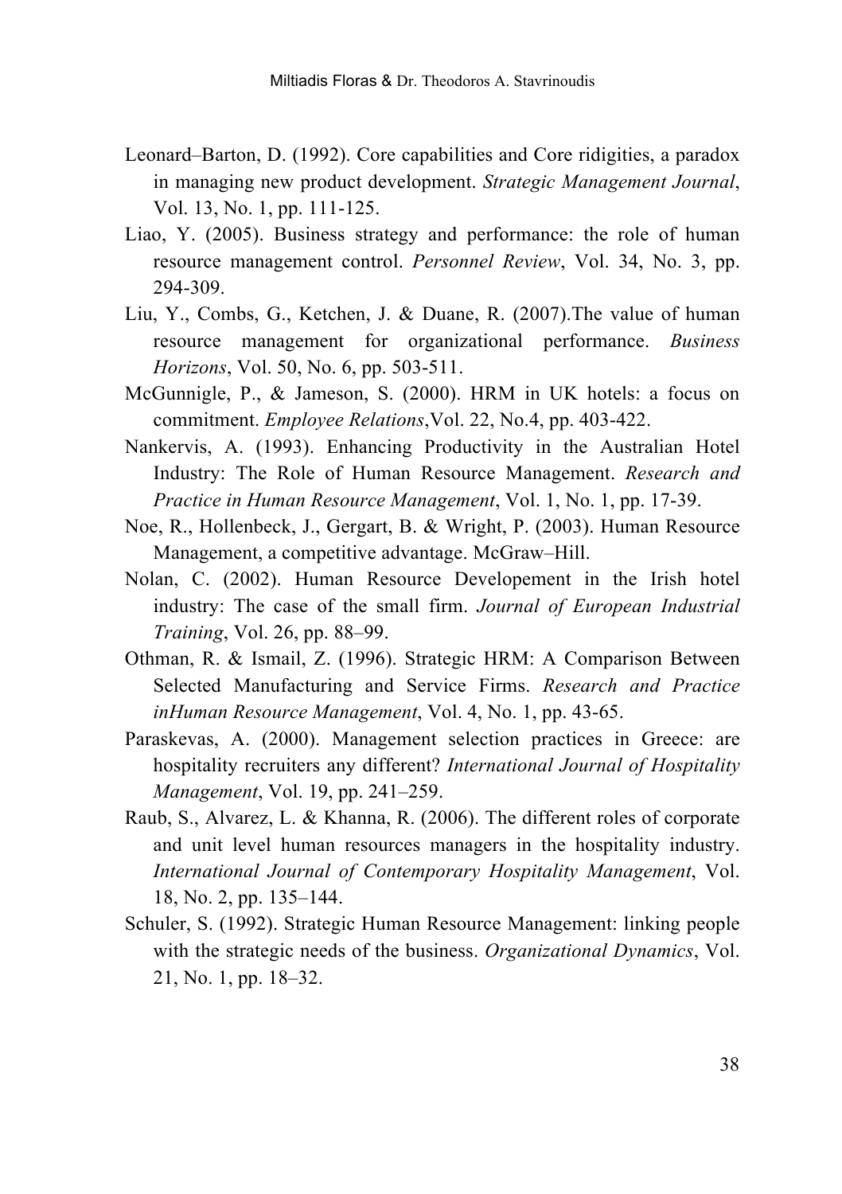Leonard–Barton, D. (1992). Core capabilities and Core ridigities, a paradox in managing new product development. *Strategic Management Journal*, Vol. 13, No. 1, pp. 111-125.

Liao, Y. (2005). Business strategy and performance: the role of human resource management control. *Personnel Review*, Vol. 34, No. 3, pp. 294-309.

Liu, Y., Combs, G., Ketchen, J. & Duane, R. (2007).The value of human resource management for organizational performance. *Business Horizons*, Vol. 50, No. 6, pp. 503-511.

McGunnigle, P., & Jameson, S. (2000). HRM in UK hotels: a focus on commitment. *Employee Relations*,Vol. 22, No.4, pp. 403-422.

Nankervis, A. (1993). Enhancing Productivity in the Australian Hotel Industry: The Role of Human Resource Management. *Research and Practice in Human Resource Management*, Vol. 1, No. 1, pp. 17-39.

Noe, R., Hollenbeck, J., Gergart, B. & Wright, P. (2003). Human Resource Management, a competitive advantage. McGraw–Hill.

Nolan, C. (2002). Human Resource Developement in the Irish hotel industry: The case of the small firm. *Journal of European Industrial Training*, Vol. 26, pp. 88–99.

Othman, R. & Ismail, Z. (1996). Strategic HRM: A Comparison Between Selected Manufacturing and Service Firms. *Research and Practice inHuman Resource Management*, Vol. 4, No. 1, pp. 43-65.

Paraskevas, A. (2000). Management selection practices in Greece: are hospitality recruiters any different? *International Journal of Hospitality Management*, Vol. 19, pp. 241–259.

Raub, S., Alvarez, L. & Khanna, R. (2006). The different roles of corporate and unit level human resources managers in the hospitality industry. *International Journal of Contemporary Hospitality Management*, Vol. 18, No. 2, pp. 135–144.

Schuler, S. (1992). Strategic Human Resource Management: linking people with the strategic needs of the business. *Organizational Dynamics*, Vol. 21, No. 1, pp. 18–32.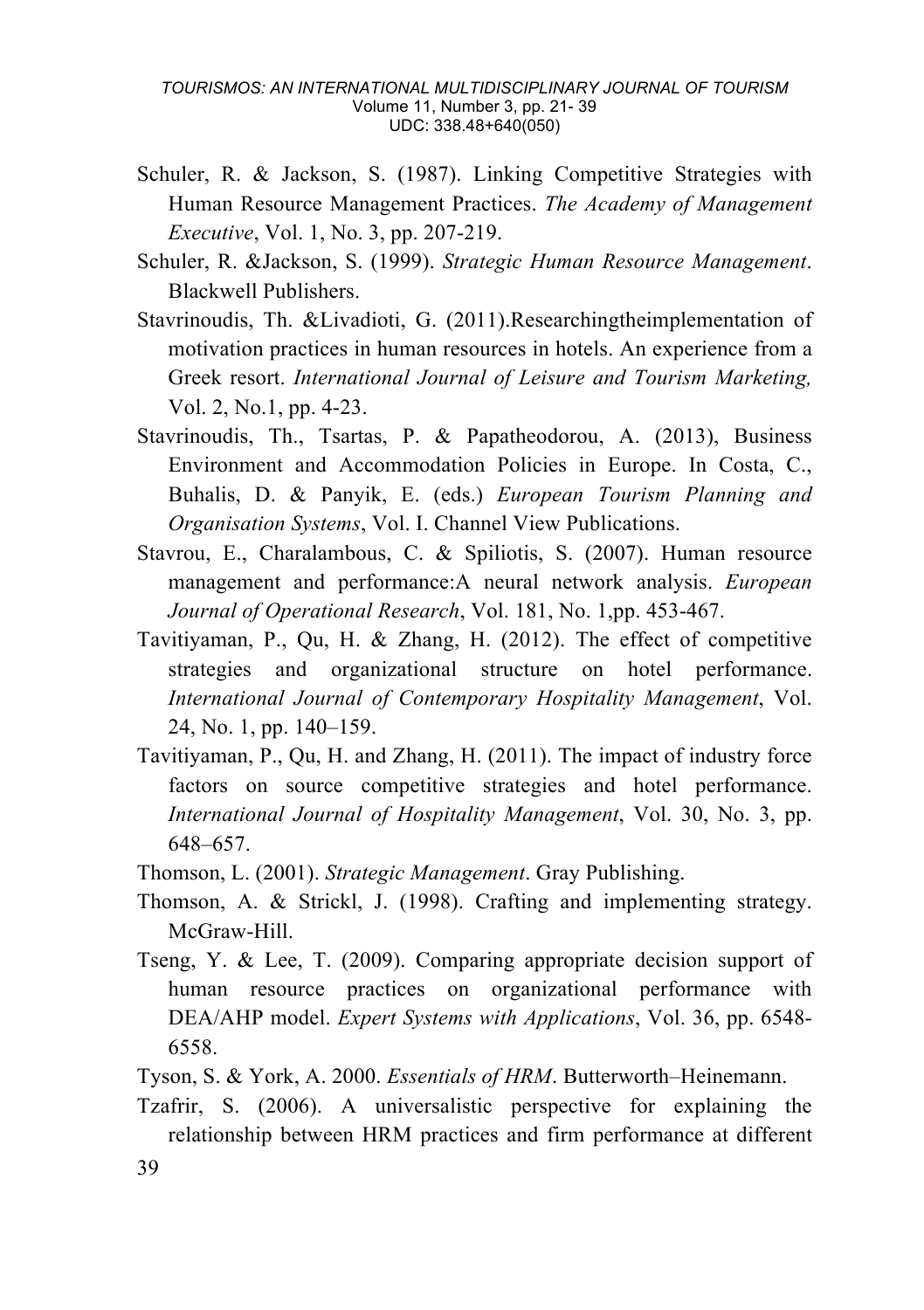Schuler, R. & Jackson, S. (1987). Linking Competitive Strategies with Human Resource Management Practices. *The Academy of Management Executive*, Vol. 1, No. 3, pp. 207-219.

Schuler, R. &Jackson, S. (1999). *Strategic Human Resource Management*. Blackwell Publishers.

Stavrinoudis, Th. &Livadioti, G. (2011).Researchingtheimplementation of motivation practices in human resources in hotels. An experience from a Greek resort. *International Journal of Leisure and Tourism Marketing,* Vol. 2, No.1, pp. 4-23.

Stavrinoudis, Th., Tsartas, P. & Papatheodorou, A. (2013), Business Environment and Accommodation Policies in Europe. In Costa, C., Buhalis, D. & Panyik, E. (eds.) *European Tourism Planning and Organisation Systems*, Vol. I. Channel View Publications.

Stavrou, E., Charalambous, C. & Spiliotis, S. (2007). Human resource management and performance:A neural network analysis. *European Journal of Operational Research*, Vol. 181, No. 1,pp. 453-467.

Tavitiyaman, P., Qu, H. & Zhang, H. (2012). The effect of competitive strategies and organizational structure on hotel performance. *International Journal of Contemporary Hospitality Management*, Vol. 24, No. 1, pp. 140–159.

Tavitiyaman, P., Qu, H. and Zhang, H. (2011). The impact of industry force factors on source competitive strategies and hotel performance. *International Journal of Hospitality Management*, Vol. 30, No. 3, pp. 648–657.

Thomson, L. (2001). *Strategic Management*. Gray Publishing.

Thomson, A. & Strickl, J. (1998). Crafting and implementing strategy. McGraw-Hill.

Tseng, Y. & Lee, T. (2009). Comparing appropriate decision support of human resource practices on organizational performance with DEA/AHP model. *Expert Systems with Applications*, Vol. 36, pp. 6548-6558.

Tyson, S. & York, A. 2000. *Essentials of HRM*. Butterworth–Heinemann.

Tzafrir, S. (2006). A universalistic perspective for explaining the relationship between HRM practices and firm performance at different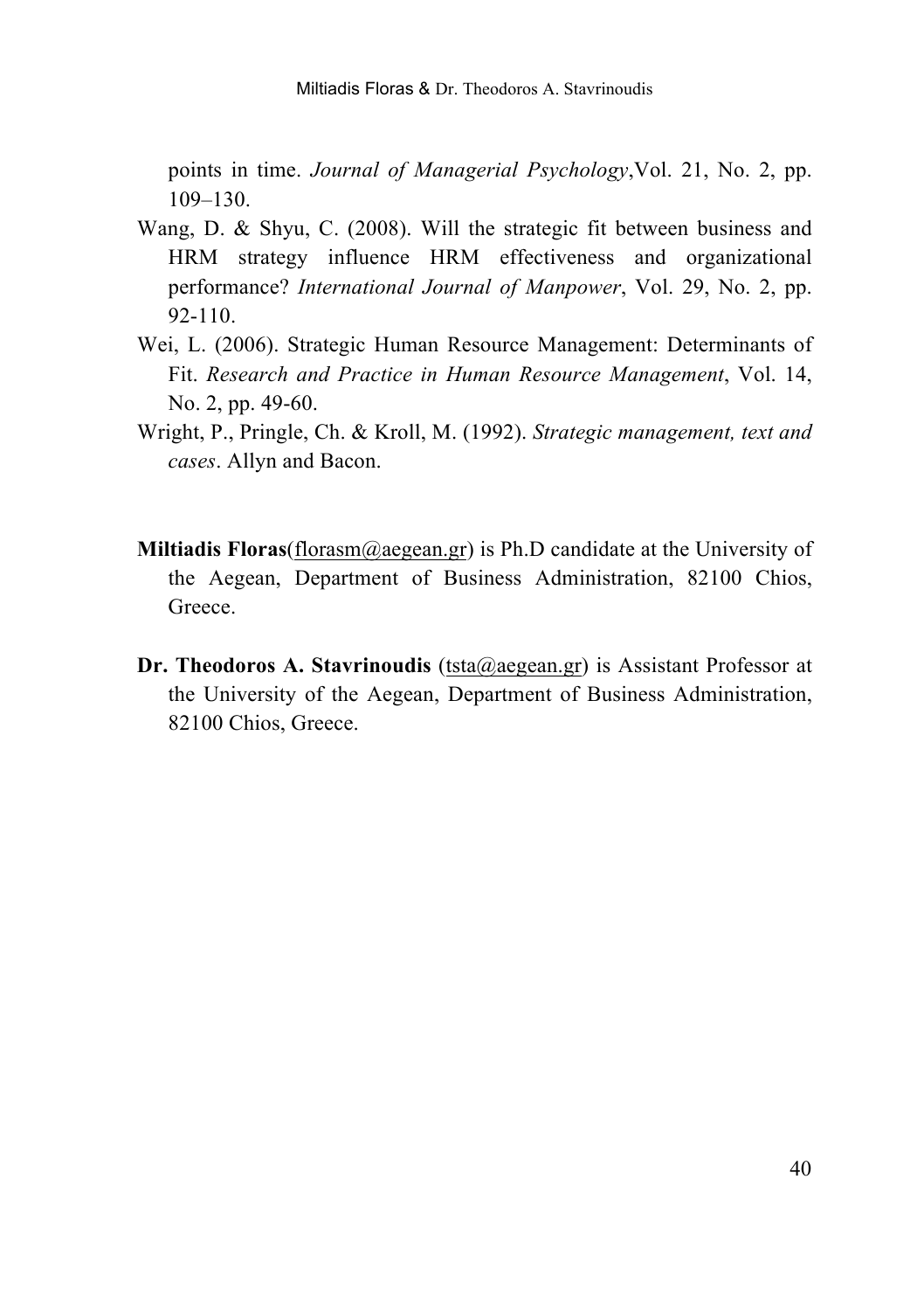points in time. *Journal of Managerial Psychology*,Vol. 21, No. 2, pp. 109–130.

Wang, D. & Shyu, C. (2008). Will the strategic fit between business and HRM strategy influence HRM effectiveness and organizational performance? *International Journal of Manpower*, Vol. 29, No. 2, pp. 92-110.

Wei, L. (2006). Strategic Human Resource Management: Determinants of Fit. *Research and Practice in Human Resource Management*, Vol. 14, No. 2, pp. 49-60.

Wright, P., Pringle, Ch. & Kroll, M. (1992). *Strategic management, text and cases*. Allyn and Bacon.

**Miltiadis Floras**(florasm@aegean.gr) is Ph.D candidate at the University of the Aegean, Department of Business Administration, 82100 Chios, Greece.

**Dr. Theodoros A. Stavrinoudis** (tsta@aegean.gr) is Assistant Professor at the University of the Aegean, Department of Business Administration, 82100 Chios, Greece.